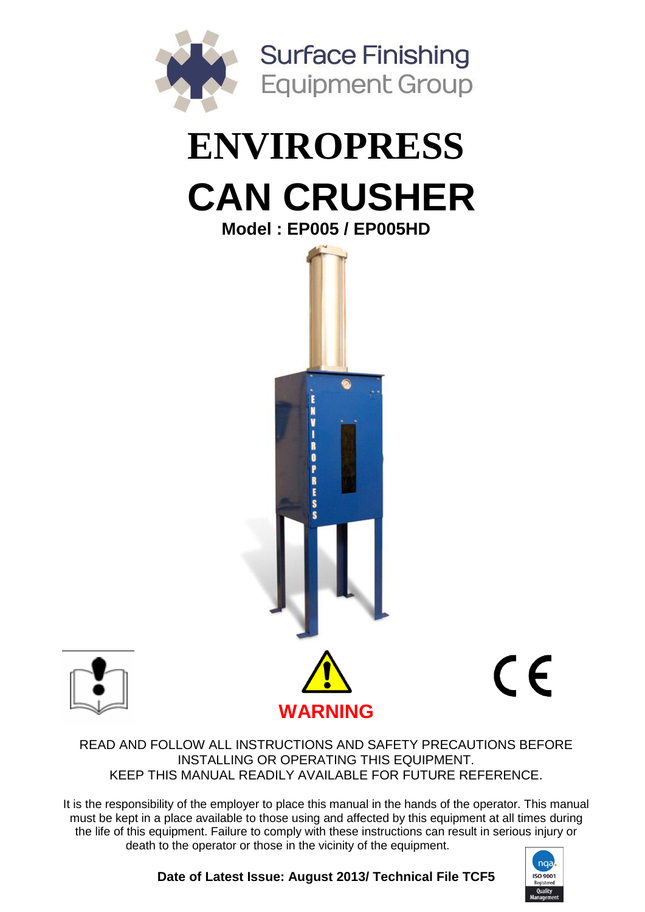Surface Finishing
Equipment Group

# ENVIROPRESS

# CAN CRUSHER

**Model : EP005 / EP005HD**

**WARNING**

READ AND FOLLOW ALL INSTRUCTIONS AND SAFETY PRECAUTIONS BEFORE INSTALLING OR OPERATING THIS EQUIPMENT.
KEEP THIS MANUAL READILY AVAILABLE FOR FUTURE REFERENCE.

It is the responsibility of the employer to place this manual in the hands of the operator. This manual must be kept in a place available to those using and affected by this equipment at all times during the life of this equipment. Failure to comply with these instructions can result in serious injury or death to the operator or those in the vicinity of the equipment.

**Date of Latest Issue: August 2013/ Technical File TCF5**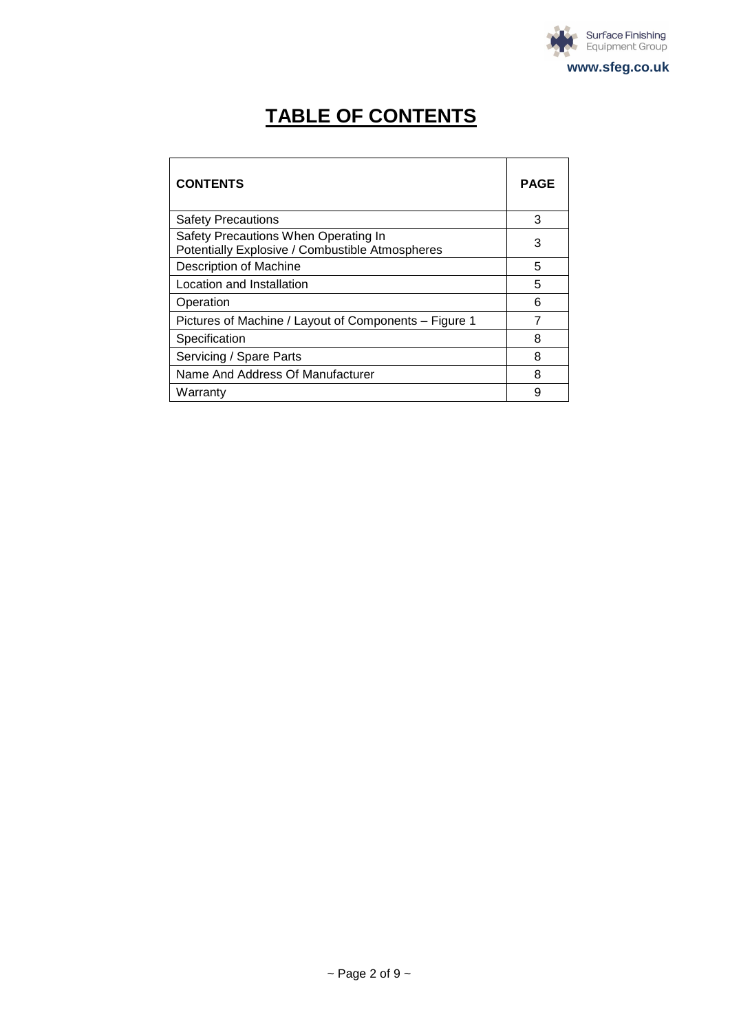# TABLE OF CONTENTS

| CONTENTS | PAGE |
|---|---|
| Safety Precautions | 3 |
| Safety Precautions When Operating In Potentially Explosive / Combustible Atmospheres | 3 |
| Description of Machine | 5 |
| Location and Installation | 5 |
| Operation | 6 |
| Pictures of Machine / Layout of Components – Figure 1 | 7 |
| Specification | 8 |
| Servicing / Spare Parts | 8 |
| Name And Address Of Manufacturer | 8 |
| Warranty | 9 |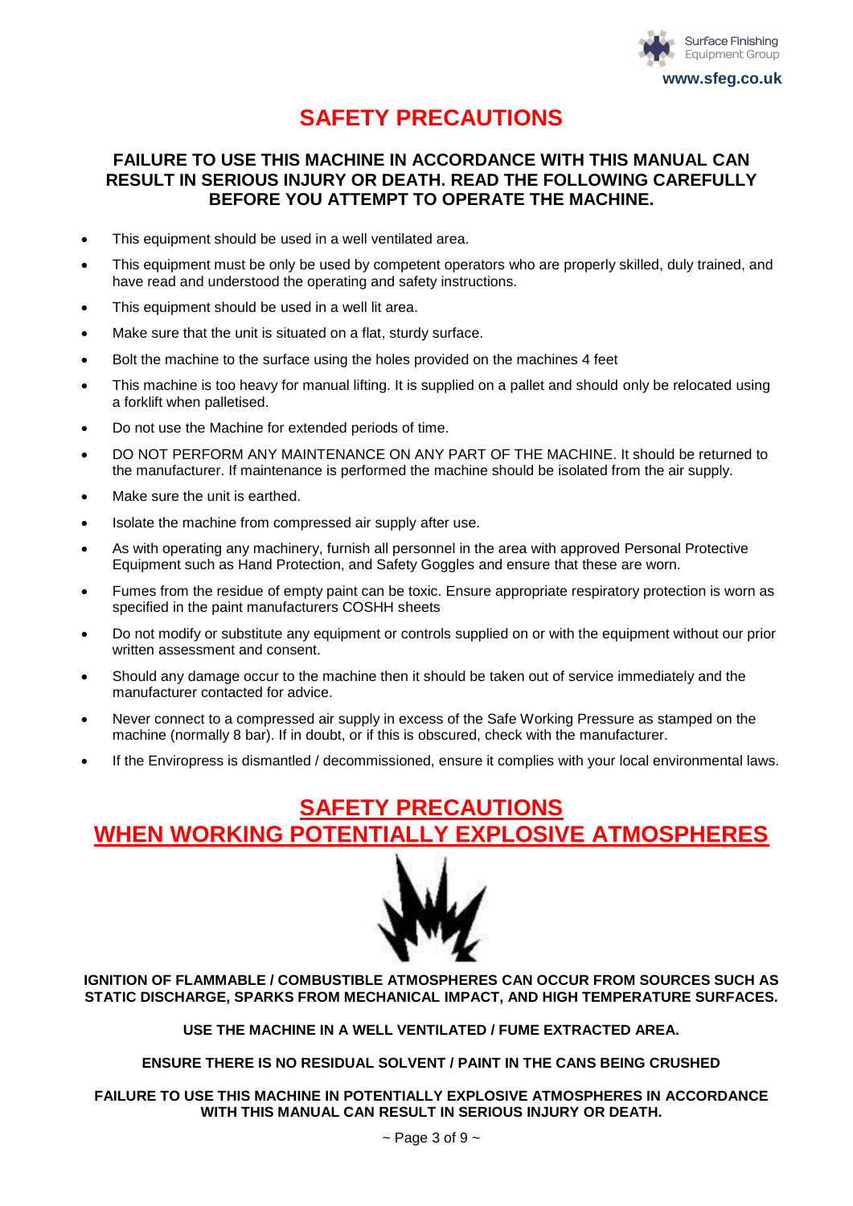# SAFETY PRECAUTIONS

**FAILURE TO USE THIS MACHINE IN ACCORDANCE WITH THIS MANUAL CAN RESULT IN SERIOUS INJURY OR DEATH. READ THE FOLLOWING CAREFULLY BEFORE YOU ATTEMPT TO OPERATE THE MACHINE.**

- This equipment should be used in a well ventilated area.
- This equipment must be only be used by competent operators who are properly skilled, duly trained, and have read and understood the operating and safety instructions.
- This equipment should be used in a well lit area.
- Make sure that the unit is situated on a flat, sturdy surface.
- Bolt the machine to the surface using the holes provided on the machines 4 feet
- This machine is too heavy for manual lifting. It is supplied on a pallet and should only be relocated using a forklift when palletised.
- Do not use the Machine for extended periods of time.
- DO NOT PERFORM ANY MAINTENANCE ON ANY PART OF THE MACHINE. It should be returned to the manufacturer. If maintenance is performed the machine should be isolated from the air supply.
- Make sure the unit is earthed.
- Isolate the machine from compressed air supply after use.
- As with operating any machinery, furnish all personnel in the area with approved Personal Protective Equipment such as Hand Protection, and Safety Goggles and ensure that these are worn.
- Fumes from the residue of empty paint can be toxic. Ensure appropriate respiratory protection is worn as specified in the paint manufacturers COSHH sheets
- Do not modify or substitute any equipment or controls supplied on or with the equipment without our prior written assessment and consent.
- Should any damage occur to the machine then it should be taken out of service immediately and the manufacturer contacted for advice.
- Never connect to a compressed air supply in excess of the Safe Working Pressure as stamped on the machine (normally 8 bar). If in doubt, or if this is obscured, check with the manufacturer.
- If the Enviropress is dismantled / decommissioned, ensure it complies with your local environmental laws.

# SAFETY PRECAUTIONS WHEN WORKING POTENTIALLY EXPLOSIVE ATMOSPHERES

**IGNITION OF FLAMMABLE / COMBUSTIBLE ATMOSPHERES CAN OCCUR FROM SOURCES SUCH AS STATIC DISCHARGE, SPARKS FROM MECHANICAL IMPACT, AND HIGH TEMPERATURE SURFACES.**

**USE THE MACHINE IN A WELL VENTILATED / FUME EXTRACTED AREA.**

**ENSURE THERE IS NO RESIDUAL SOLVENT / PAINT IN THE CANS BEING CRUSHED**

**FAILURE TO USE THIS MACHINE IN POTENTIALLY EXPLOSIVE ATMOSPHERES IN ACCORDANCE WITH THIS MANUAL CAN RESULT IN SERIOUS INJURY OR DEATH.**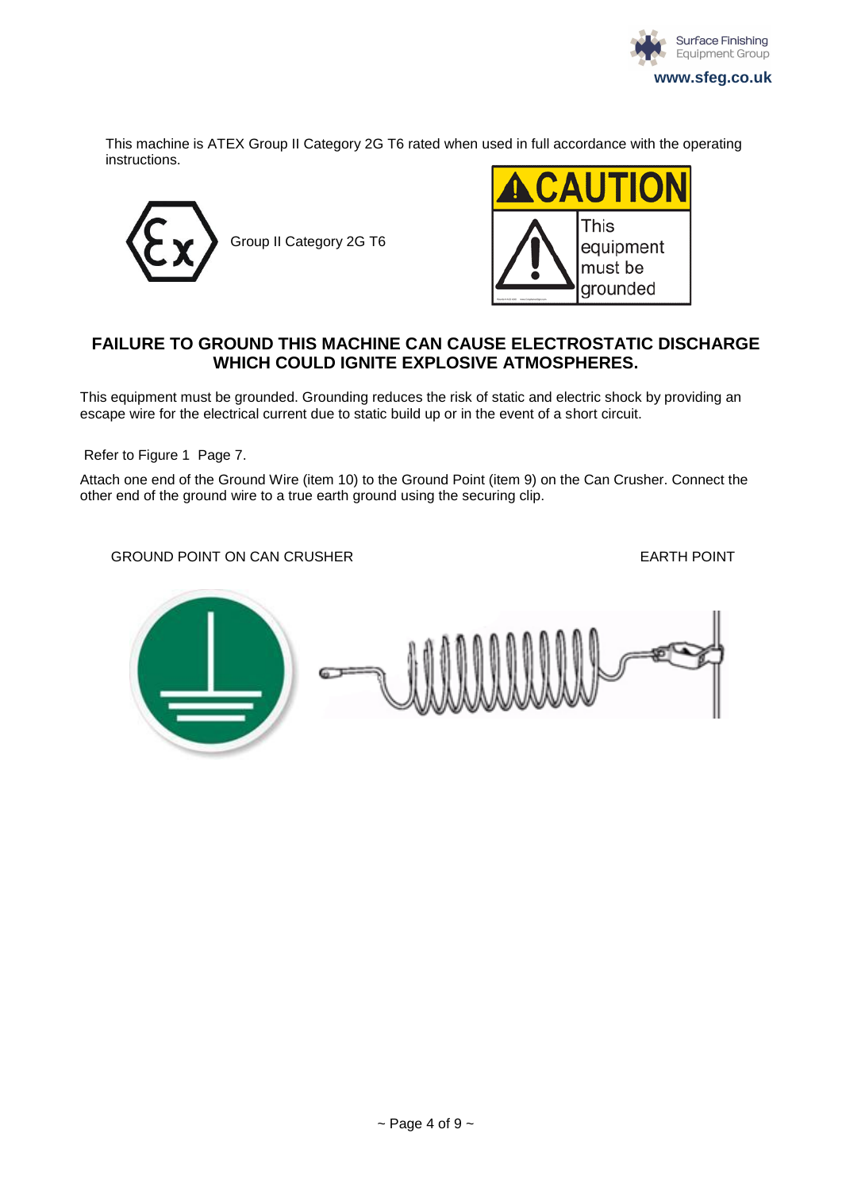This machine is ATEX Group II Category 2G T6 rated when used in full accordance with the operating instructions.

Group II Category 2G T6

CAUTION

This equipment must be grounded

**FAILURE TO GROUND THIS MACHINE CAN CAUSE ELECTROSTATIC DISCHARGE WHICH COULD IGNITE EXPLOSIVE ATMOSPHERES.**

This equipment must be grounded. Grounding reduces the risk of static and electric shock by providing an escape wire for the electrical current due to static build up or in the event of a short circuit.

Refer to Figure 1 Page 7.

Attach one end of the Ground Wire (item 10) to the Ground Point (item 9) on the Can Crusher. Connect the other end of the ground wire to a true earth ground using the securing clip.

GROUND POINT ON CAN CRUSHER

EARTH POINT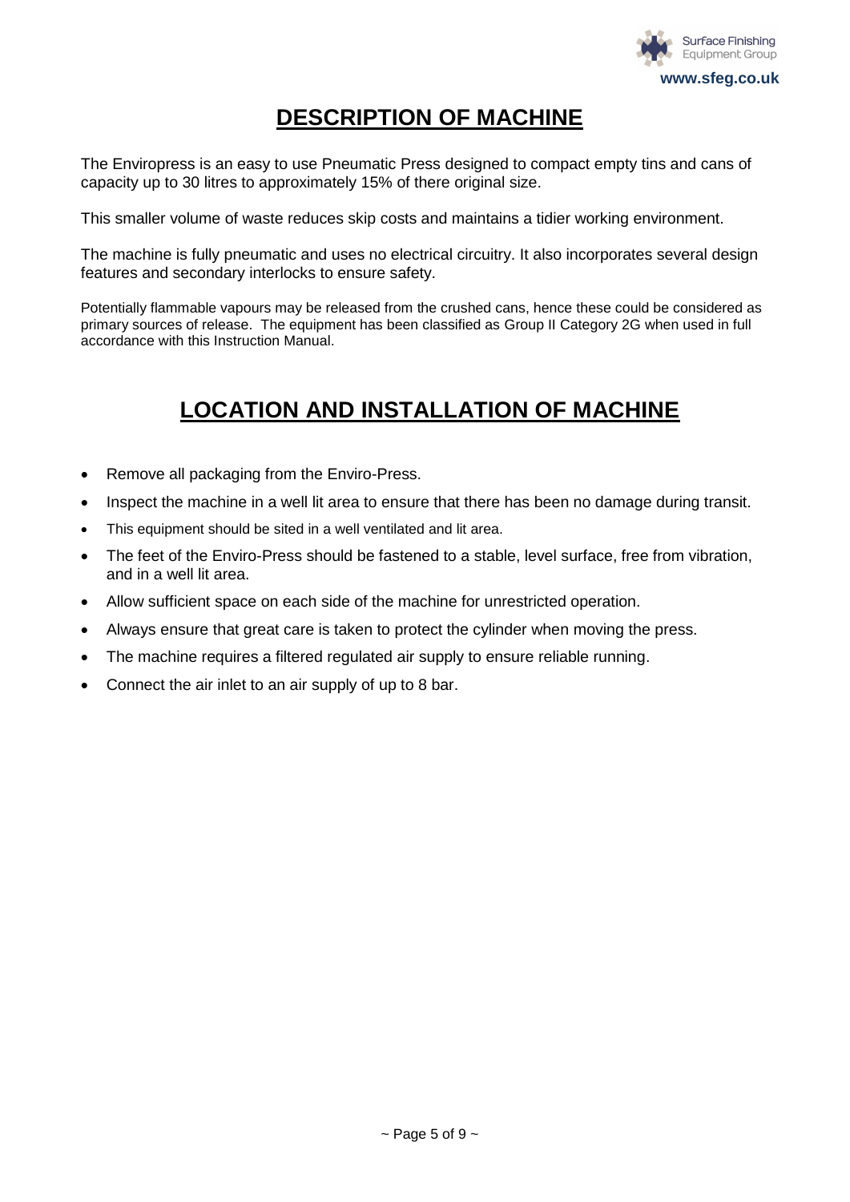# DESCRIPTION OF MACHINE

The Enviropress is an easy to use Pneumatic Press designed to compact empty tins and cans of capacity up to 30 litres to approximately 15% of there original size.

This smaller volume of waste reduces skip costs and maintains a tidier working environment.

The machine is fully pneumatic and uses no electrical circuitry. It also incorporates several design features and secondary interlocks to ensure safety.

Potentially flammable vapours may be released from the crushed cans, hence these could be considered as primary sources of release. The equipment has been classified as Group II Category 2G when used in full accordance with this Instruction Manual.

# LOCATION AND INSTALLATION OF MACHINE

- Remove all packaging from the Enviro-Press.
- Inspect the machine in a well lit area to ensure that there has been no damage during transit.
- This equipment should be sited in a well ventilated and lit area.
- The feet of the Enviro-Press should be fastened to a stable, level surface, free from vibration, and in a well lit area.
- Allow sufficient space on each side of the machine for unrestricted operation.
- Always ensure that great care is taken to protect the cylinder when moving the press.
- The machine requires a filtered regulated air supply to ensure reliable running.
- Connect the air inlet to an air supply of up to 8 bar.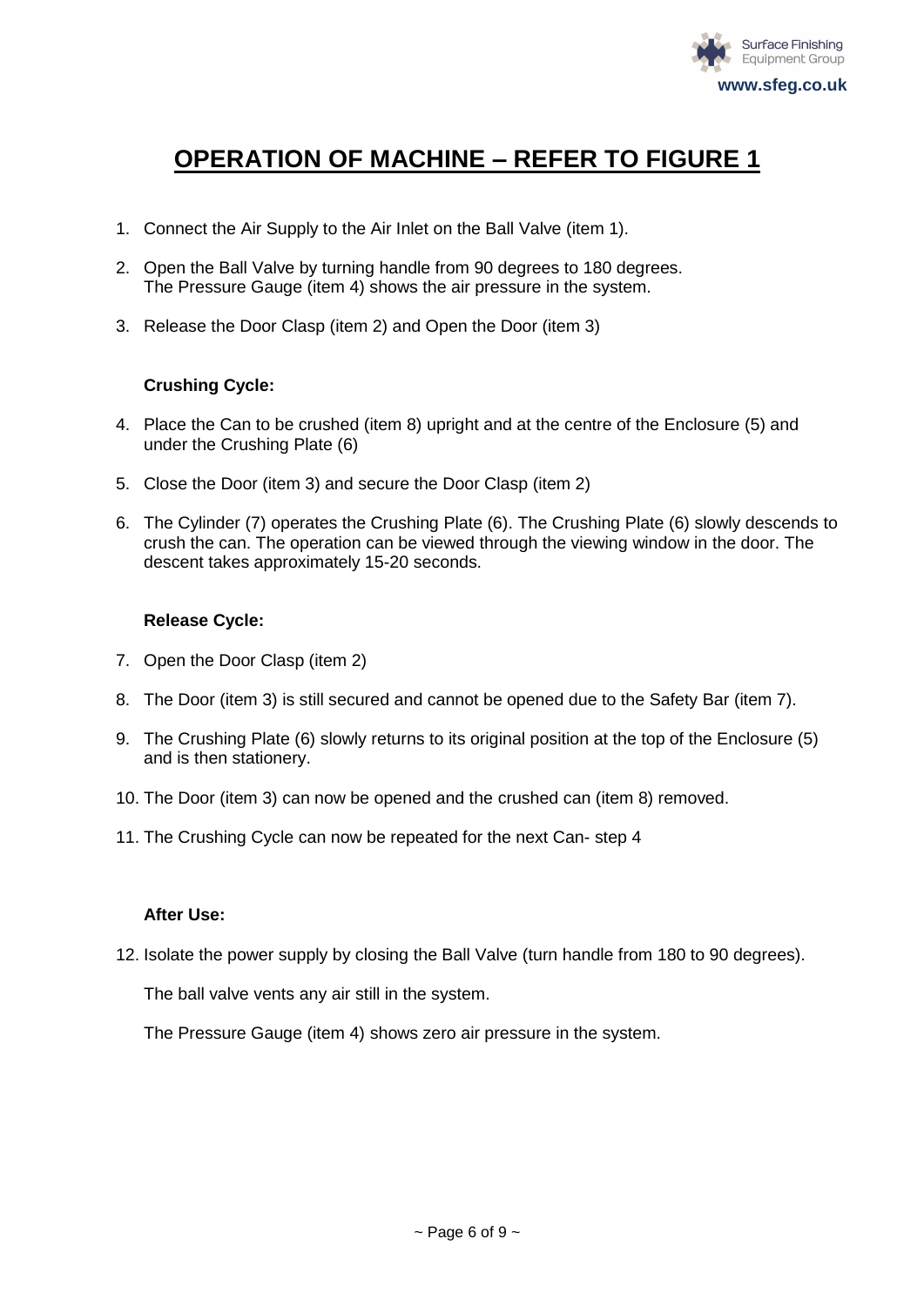# OPERATION OF MACHINE – REFER TO FIGURE 1

1. Connect the Air Supply to the Air Inlet on the Ball Valve (item 1).
2. Open the Ball Valve by turning handle from 90 degrees to 180 degrees.
   The Pressure Gauge (item 4) shows the air pressure in the system.
3. Release the Door Clasp (item 2) and Open the Door (item 3)

**Crushing Cycle:**

4. Place the Can to be crushed (item 8) upright and at the centre of the Enclosure (5) and under the Crushing Plate (6)
5. Close the Door (item 3) and secure the Door Clasp (item 2)
6. The Cylinder (7) operates the Crushing Plate (6). The Crushing Plate (6) slowly descends to crush the can. The operation can be viewed through the viewing window in the door. The descent takes approximately 15-20 seconds.

**Release Cycle:**

7. Open the Door Clasp (item 2)
8. The Door (item 3) is still secured and cannot be opened due to the Safety Bar (item 7).
9. The Crushing Plate (6) slowly returns to its original position at the top of the Enclosure (5) and is then stationery.
10. The Door (item 3) can now be opened and the crushed can (item 8) removed.
11. The Crushing Cycle can now be repeated for the next Can- step 4

**After Use:**

12. Isolate the power supply by closing the Ball Valve (turn handle from 180 to 90 degrees).

    The ball valve vents any air still in the system.

    The Pressure Gauge (item 4) shows zero air pressure in the system.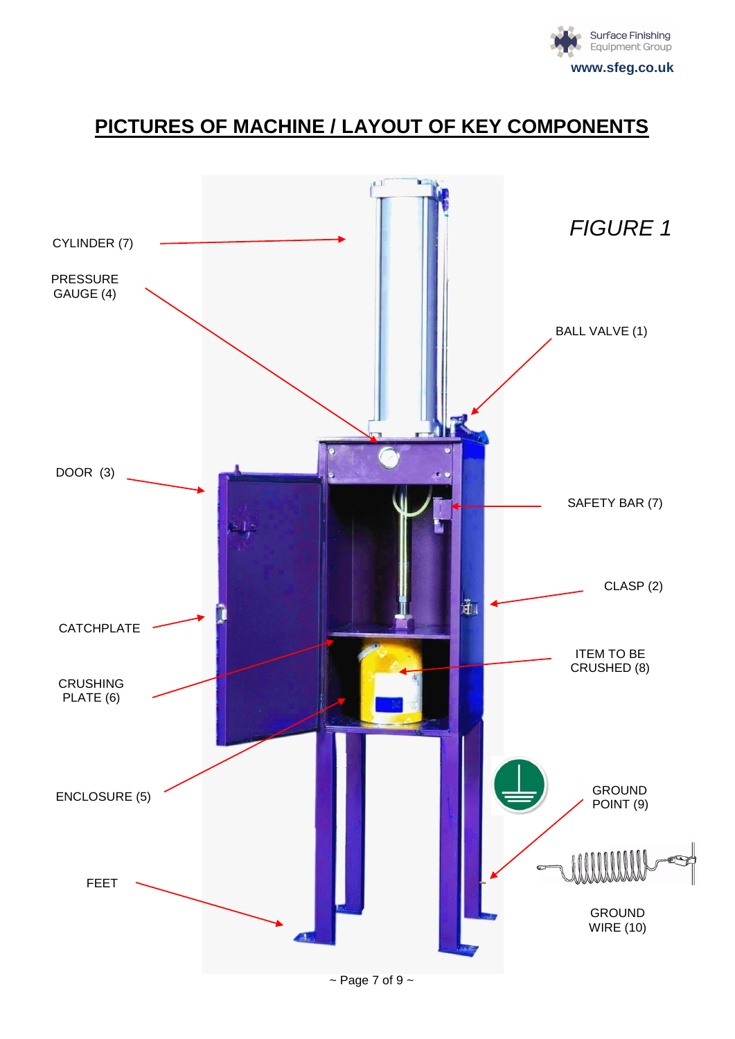# PICTURES OF MACHINE / LAYOUT OF KEY COMPONENTS

*FIGURE 1*

CYLINDER (7)

PRESSURE GAUGE (4)

BALL VALVE (1)

DOOR (3)

SAFETY BAR (7)

CLASP (2)

CATCHPLATE

ITEM TO BE CRUSHED (8)

CRUSHING PLATE (6)

ENCLOSURE (5)

GROUND POINT (9)

FEET

GROUND WIRE (10)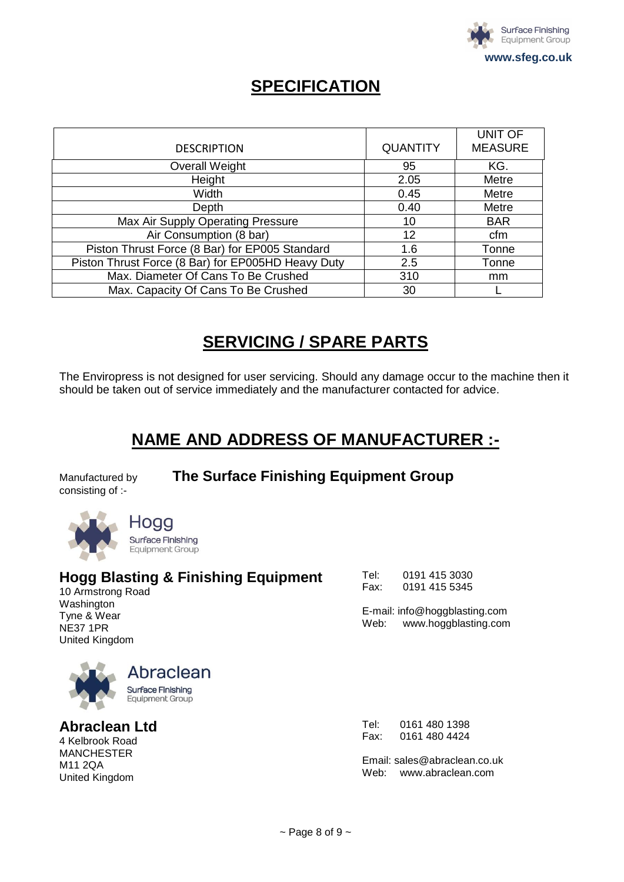## SPECIFICATION

| DESCRIPTION | QUANTITY | UNIT OF MEASURE |
|---|---|---|
| Overall Weight | 95 | KG. |
| Height | 2.05 | Metre |
| Width | 0.45 | Metre |
| Depth | 0.40 | Metre |
| Max Air Supply Operating Pressure | 10 | BAR |
| Air Consumption (8 bar) | 12 | cfm |
| Piston Thrust Force (8 Bar) for EP005 Standard | 1.6 | Tonne |
| Piston Thrust Force (8 Bar) for EP005HD Heavy Duty | 2.5 | Tonne |
| Max. Diameter Of Cans To Be Crushed | 310 | mm |
| Max. Capacity Of Cans To Be Crushed | 30 | L |

## SERVICING / SPARE PARTS

The Enviropress is not designed for user servicing. Should any damage occur to the machine then it should be taken out of service immediately and the manufacturer contacted for advice.

## NAME AND ADDRESS OF MANUFACTURER :-

Manufactured by consisting of :- **The Surface Finishing Equipment Group**

Hogg
Surface Finishing Equipment Group

### Hogg Blasting & Finishing Equipment

10 Armstrong Road
Washington
Tyne & Wear
NE37 1PR
United Kingdom

Tel: 0191 415 3030
Fax: 0191 415 5345

E-mail: info@hoggblasting.com
Web: www.hoggblasting.com

Abraclean
Surface Finishing Equipment Group

### Abraclean Ltd

4 Kelbrook Road
MANCHESTER
M11 2QA
United Kingdom

Tel: 0161 480 1398
Fax: 0161 480 4424

Email: sales@abraclean.co.uk
Web: www.abraclean.com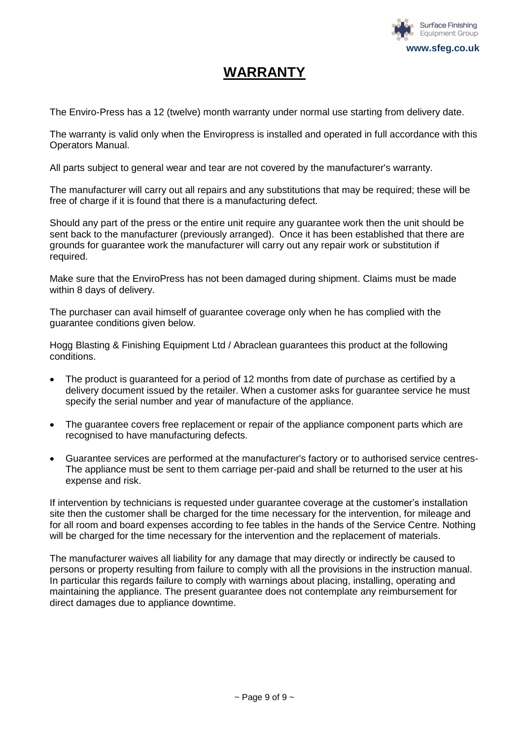# WARRANTY

The Enviro-Press has a 12 (twelve) month warranty under normal use starting from delivery date.

The warranty is valid only when the Envipress is installed and operated in full accordance with this Operators Manual.

All parts subject to general wear and tear are not covered by the manufacturer's warranty.

The manufacturer will carry out all repairs and any substitutions that may be required; these will be free of charge if it is found that there is a manufacturing defect.

Should any part of the press or the entire unit require any guarantee work then the unit should be sent back to the manufacturer (previously arranged). Once it has been established that there are grounds for guarantee work the manufacturer will carry out any repair work or substitution if required.

Make sure that the EnviroPress has not been damaged during shipment. Claims must be made within 8 days of delivery.

The purchaser can avail himself of guarantee coverage only when he has complied with the guarantee conditions given below.

Hogg Blasting & Finishing Equipment Ltd / Abraclean guarantees this product at the following conditions.

- The product is guaranteed for a period of 12 months from date of purchase as certified by a delivery document issued by the retailer. When a customer asks for guarantee service he must specify the serial number and year of manufacture of the appliance.
- The guarantee covers free replacement or repair of the appliance component parts which are recognised to have manufacturing defects.
- Guarantee services are performed at the manufacturer's factory or to authorised service centres- The appliance must be sent to them carriage per-paid and shall be returned to the user at his expense and risk.

If intervention by technicians is requested under guarantee coverage at the customer's installation site then the customer shall be charged for the time necessary for the intervention, for mileage and for all room and board expenses according to fee tables in the hands of the Service Centre. Nothing will be charged for the time necessary for the intervention and the replacement of materials.

The manufacturer waives all liability for any damage that may directly or indirectly be caused to persons or property resulting from failure to comply with all the provisions in the instruction manual. In particular this regards failure to comply with warnings about placing, installing, operating and maintaining the appliance. The present guarantee does not contemplate any reimbursement for direct damages due to appliance downtime.